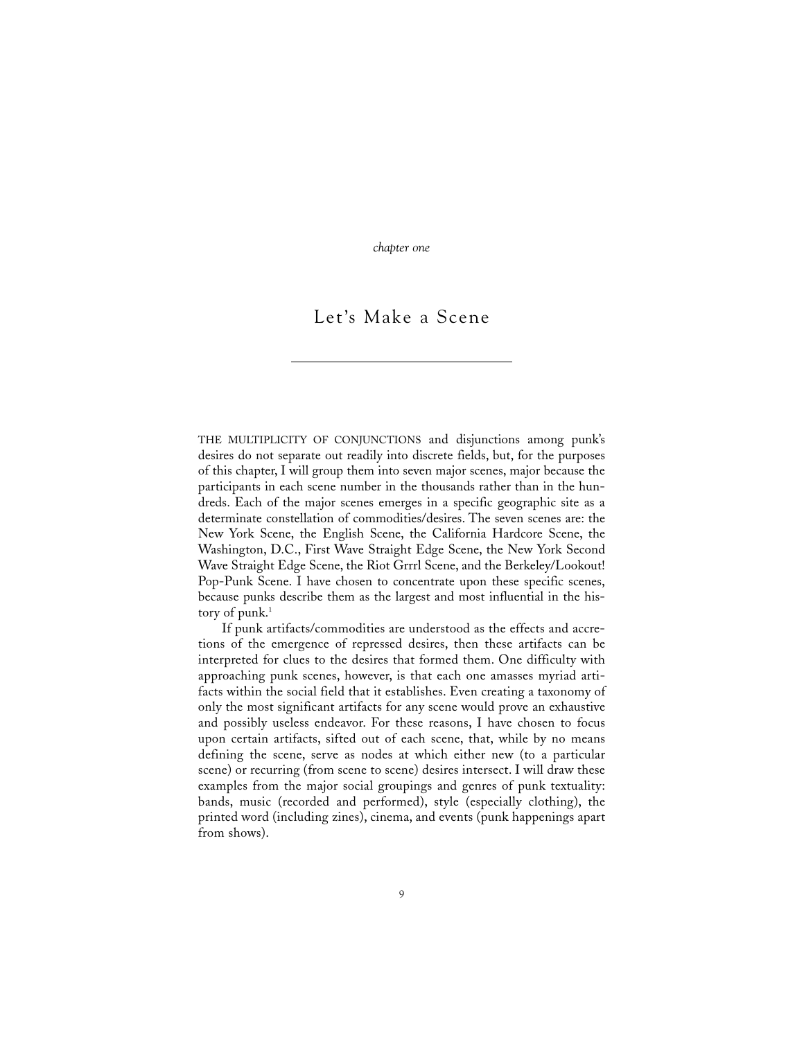*chapter one*

# Let's Make a Scene

THE MULTIPLICITY OF CONJUNCTIONS and disjunctions among punk's desires do not separate out readily into discrete fields, but, for the purposes of this chapter, I will group them into seven major scenes, major because the participants in each scene number in the thousands rather than in the hundreds. Each of the major scenes emerges in a specific geographic site as a determinate constellation of commodities/desires. The seven scenes are: the New York Scene, the English Scene, the California Hardcore Scene, the Washington, D.C., First Wave Straight Edge Scene, the New York Second Wave Straight Edge Scene, the Riot Grrrl Scene, and the Berkeley/Lookout! Pop-Punk Scene. I have chosen to concentrate upon these specific scenes, because punks describe them as the largest and most influential in the history of punk.[1]

If punk artifacts/commodities are understood as the effects and accretions of the emergence of repressed desires, then these artifacts can be interpreted for clues to the desires that formed them. One difficulty with approaching punk scenes, however, is that each one amasses myriad artifacts within the social field that it establishes. Even creating a taxonomy of only the most significant artifacts for any scene would prove an exhaustive and possibly useless endeavor. For these reasons, I have chosen to focus upon certain artifacts, sifted out of each scene, that, while by no means defining the scene, serve as nodes at which either new (to a particular scene) or recurring (from scene to scene) desires intersect. I will draw these examples from the major social groupings and genres of punk textuality: bands, music (recorded and performed), style (especially clothing), the printed word (including zines), cinema, and events (punk happenings apart from shows).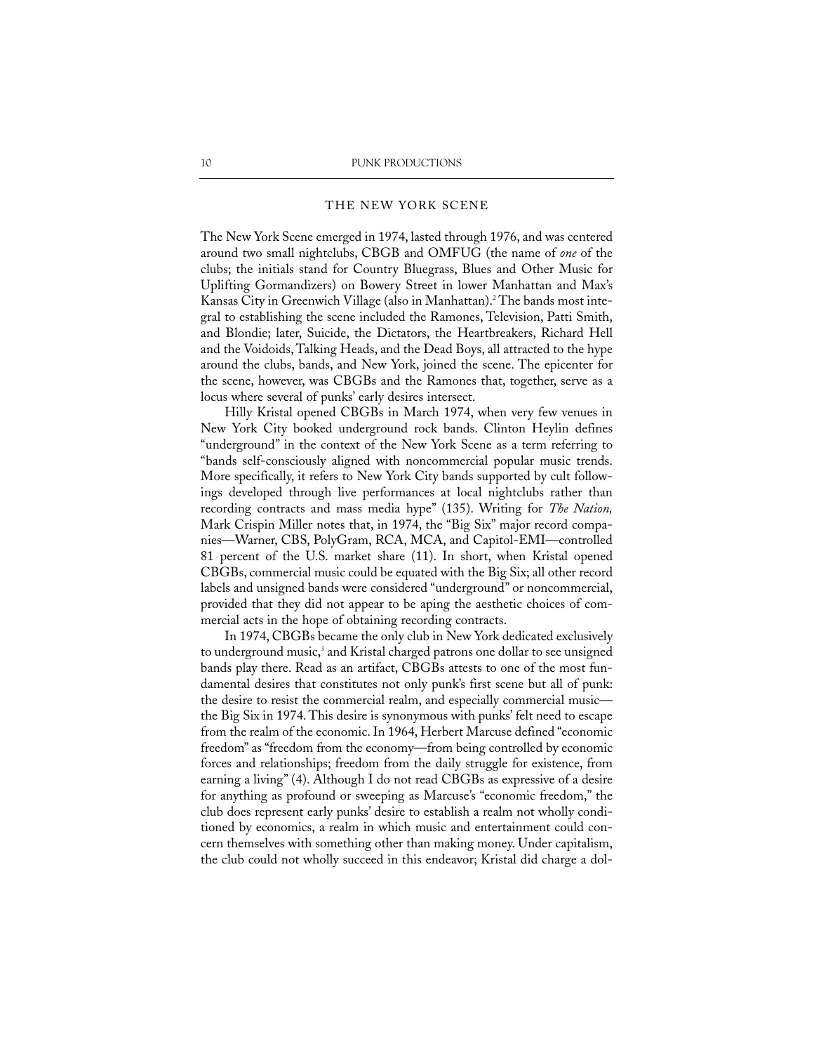## THE NEW YORK SCENE

The New York Scene emerged in 1974, lasted through 1976, and was centered around two small nightclubs, CBGB and OMFUG (the name of *one* of the clubs; the initials stand for Country Bluegrass, Blues and Other Music for Uplifting Gormandizers) on Bowery Street in lower Manhattan and Max's Kansas City in Greenwich Village (also in Manhattan).[2] The bands most integral to establishing the scene included the Ramones, Television, Patti Smith, and Blondie; later, Suicide, the Dictators, the Heartbreakers, Richard Hell and the Voidoids, Talking Heads, and the Dead Boys, all attracted to the hype around the clubs, bands, and New York, joined the scene. The epicenter for the scene, however, was CBGBs and the Ramones that, together, serve as a locus where several of punks' early desires intersect.

Hilly Kristal opened CBGBs in March 1974, when very few venues in New York City booked underground rock bands. Clinton Heylin defines "underground" in the context of the New York Scene as a term referring to "bands self-consciously aligned with noncommercial popular music trends. More specifically, it refers to New York City bands supported by cult followings developed through live performances at local nightclubs rather than recording contracts and mass media hype" (135). Writing for *The Nation,* Mark Crispin Miller notes that, in 1974, the "Big Six" major record companies—Warner, CBS, PolyGram, RCA, MCA, and Capitol-EMI—controlled 81 percent of the U.S. market share (11). In short, when Kristal opened CBGBs, commercial music could be equated with the Big Six; all other record labels and unsigned bands were considered "underground" or noncommercial, provided that they did not appear to be aping the aesthetic choices of commercial acts in the hope of obtaining recording contracts.

In 1974, CBGBs became the only club in New York dedicated exclusively to underground music,[3] and Kristal charged patrons one dollar to see unsigned bands play there. Read as an artifact, CBGBs attests to one of the most fundamental desires that constitutes not only punk's first scene but all of punk: the desire to resist the commercial realm, and especially commercial music—the Big Six in 1974. This desire is synonymous with punks' felt need to escape from the realm of the economic. In 1964, Herbert Marcuse defined "economic freedom" as "freedom from the economy—from being controlled by economic forces and relationships; freedom from the daily struggle for existence, from earning a living" (4). Although I do not read CBGBs as expressive of a desire for anything as profound or sweeping as Marcuse's "economic freedom," the club does represent early punks' desire to establish a realm not wholly conditioned by economics, a realm in which music and entertainment could concern themselves with something other than making money. Under capitalism, the club could not wholly succeed in this endeavor; Kristal did charge a dol-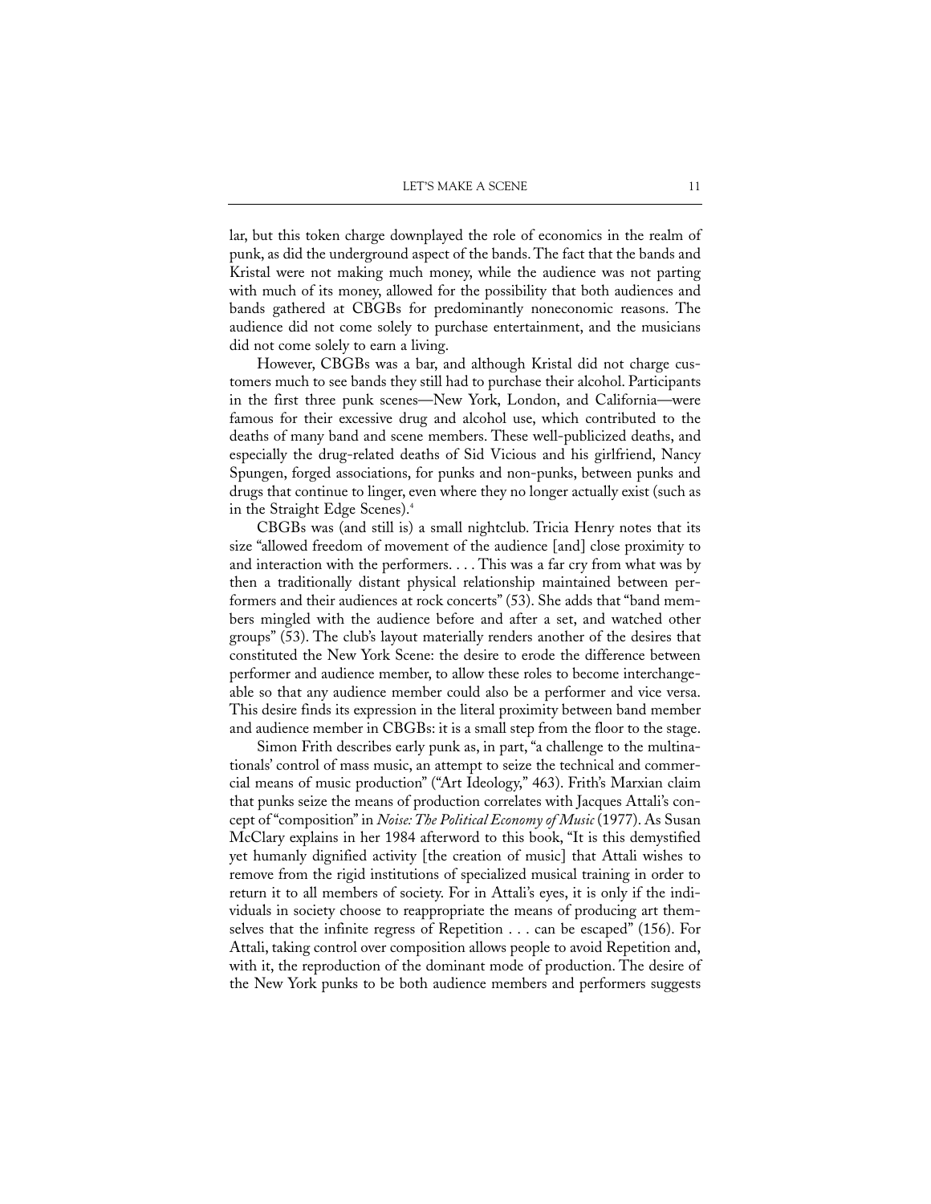lar, but this token charge downplayed the role of economics in the realm of punk, as did the underground aspect of the bands. The fact that the bands and Kristal were not making much money, while the audience was not parting with much of its money, allowed for the possibility that both audiences and bands gathered at CBGBs for predominantly noneconomic reasons. The audience did not come solely to purchase entertainment, and the musicians did not come solely to earn a living.

However, CBGBs was a bar, and although Kristal did not charge customers much to see bands they still had to purchase their alcohol. Participants in the first three punk scenes—New York, London, and California—were famous for their excessive drug and alcohol use, which contributed to the deaths of many band and scene members. These well-publicized deaths, and especially the drug-related deaths of Sid Vicious and his girlfriend, Nancy Spungen, forged associations, for punks and non-punks, between punks and drugs that continue to linger, even where they no longer actually exist (such as in the Straight Edge Scenes).[4]

CBGBs was (and still is) a small nightclub. Tricia Henry notes that its size "allowed freedom of movement of the audience [and] close proximity to and interaction with the performers. . . . This was a far cry from what was by then a traditionally distant physical relationship maintained between performers and their audiences at rock concerts" (53). She adds that "band members mingled with the audience before and after a set, and watched other groups" (53). The club's layout materially renders another of the desires that constituted the New York Scene: the desire to erode the difference between performer and audience member, to allow these roles to become interchangeable so that any audience member could also be a performer and vice versa. This desire finds its expression in the literal proximity between band member and audience member in CBGBs: it is a small step from the floor to the stage.

Simon Frith describes early punk as, in part, "a challenge to the multinationals' control of mass music, an attempt to seize the technical and commercial means of music production" ("Art Ideology," 463). Frith's Marxian claim that punks seize the means of production correlates with Jacques Attali's concept of "composition" in *Noise: The Political Economy of Music* (1977). As Susan McClary explains in her 1984 afterword to this book, "It is this demystified yet humanly dignified activity [the creation of music] that Attali wishes to remove from the rigid institutions of specialized musical training in order to return it to all members of society. For in Attali's eyes, it is only if the individuals in society choose to reappropriate the means of producing art themselves that the infinite regress of Repetition . . . can be escaped" (156). For Attali, taking control over composition allows people to avoid Repetition and, with it, the reproduction of the dominant mode of production. The desire of the New York punks to be both audience members and performers suggests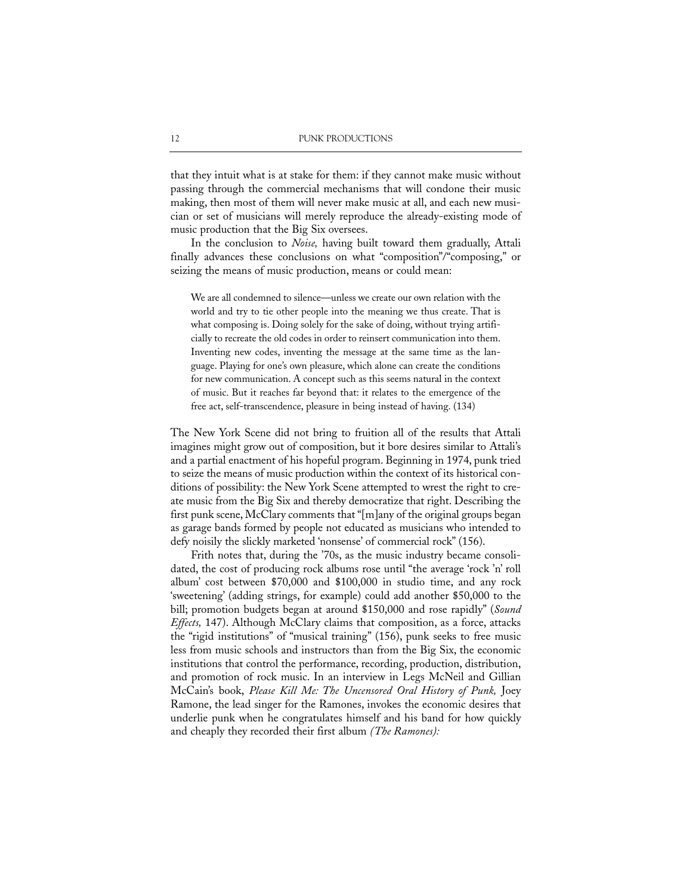that they intuit what is at stake for them: if they cannot make music without passing through the commercial mechanisms that will condone their music making, then most of them will never make music at all, and each new musician or set of musicians will merely reproduce the already-existing mode of music production that the Big Six oversees.

In the conclusion to *Noise,* having built toward them gradually, Attali finally advances these conclusions on what "composition"/"composing," or seizing the means of music production, means or could mean:

> We are all condemned to silence—unless we create our own relation with the world and try to tie other people into the meaning we thus create. That is what composing is. Doing solely for the sake of doing, without trying artificially to recreate the old codes in order to reinsert communication into them. Inventing new codes, inventing the message at the same time as the language. Playing for one's own pleasure, which alone can create the conditions for new communication. A concept such as this seems natural in the context of music. But it reaches far beyond that: it relates to the emergence of the free act, self-transcendence, pleasure in being instead of having. (134)

The New York Scene did not bring to fruition all of the results that Attali imagines might grow out of composition, but it bore desires similar to Attali's and a partial enactment of his hopeful program. Beginning in 1974, punk tried to seize the means of music production within the context of its historical conditions of possibility: the New York Scene attempted to wrest the right to create music from the Big Six and thereby democratize that right. Describing the first punk scene, McClary comments that "[m]any of the original groups began as garage bands formed by people not educated as musicians who intended to defy noisily the slickly marketed 'nonsense' of commercial rock" (156).

Frith notes that, during the '70s, as the music industry became consolidated, the cost of producing rock albums rose until "the average 'rock 'n' roll album' cost between $70,000 and $100,000 in studio time, and any rock 'sweetening' (adding strings, for example) could add another $50,000 to the bill; promotion budgets began at around $150,000 and rose rapidly" (*Sound Effects,* 147). Although McClary claims that composition, as a force, attacks the "rigid institutions" of "musical training" (156), punk seeks to free music less from music schools and instructors than from the Big Six, the economic institutions that control the performance, recording, production, distribution, and promotion of rock music. In an interview in Legs McNeil and Gillian McCain's book, *Please Kill Me: The Uncensored Oral History of Punk,* Joey Ramone, the lead singer for the Ramones, invokes the economic desires that underlie punk when he congratulates himself and his band for how quickly and cheaply they recorded their first album *(The Ramones):*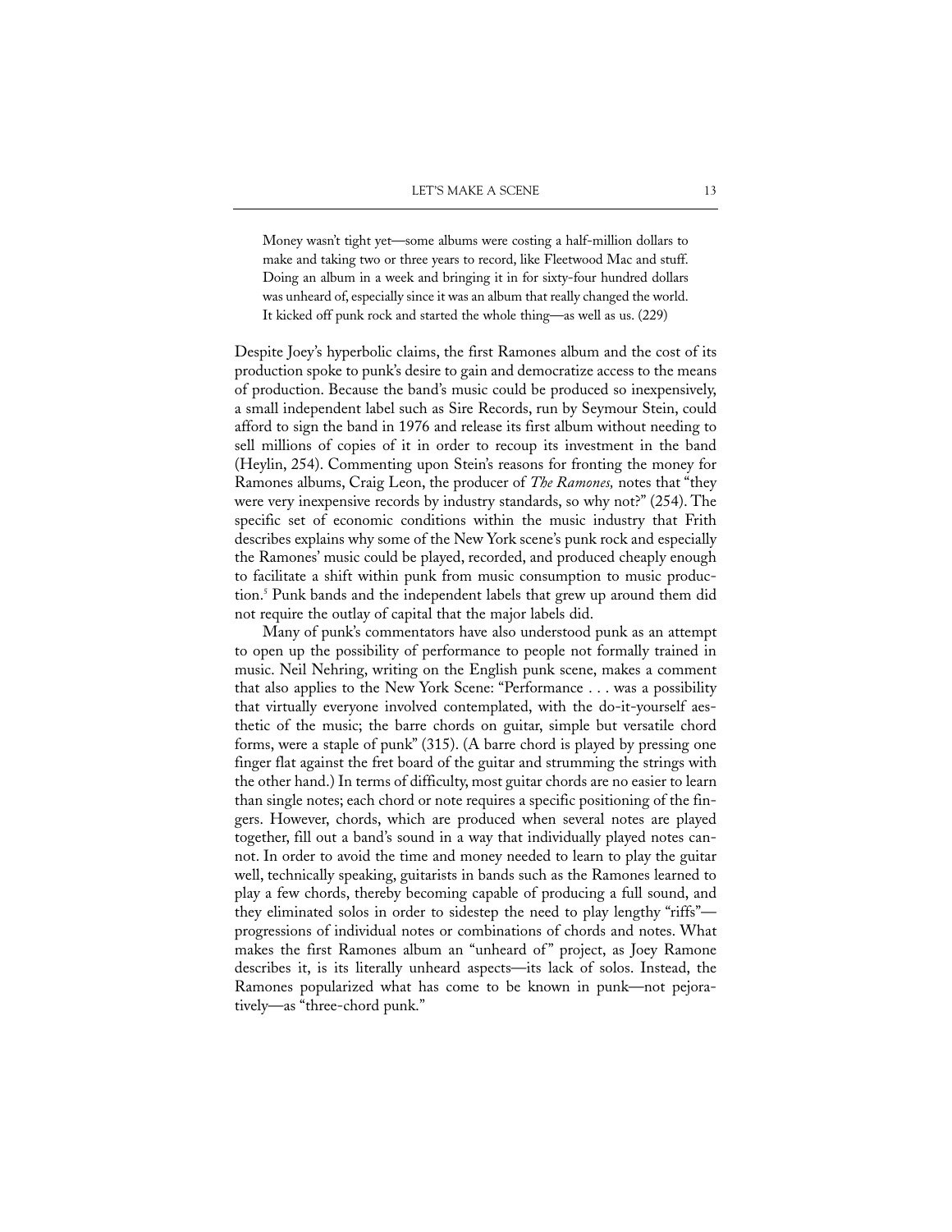> Money wasn't tight yet—some albums were costing a half-million dollars to make and taking two or three years to record, like Fleetwood Mac and stuff. Doing an album in a week and bringing it in for sixty-four hundred dollars was unheard of, especially since it was an album that really changed the world. It kicked off punk rock and started the whole thing—as well as us. (229)

Despite Joey's hyperbolic claims, the first Ramones album and the cost of its production spoke to punk's desire to gain and democratize access to the means of production. Because the band's music could be produced so inexpensively, a small independent label such as Sire Records, run by Seymour Stein, could afford to sign the band in 1976 and release its first album without needing to sell millions of copies of it in order to recoup its investment in the band (Heylin, 254). Commenting upon Stein's reasons for fronting the money for Ramones albums, Craig Leon, the producer of *The Ramones,* notes that "they were very inexpensive records by industry standards, so why not?" (254). The specific set of economic conditions within the music industry that Frith describes explains why some of the New York scene's punk rock and especially the Ramones' music could be played, recorded, and produced cheaply enough to facilitate a shift within punk from music consumption to music production.[5] Punk bands and the independent labels that grew up around them did not require the outlay of capital that the major labels did.

Many of punk's commentators have also understood punk as an attempt to open up the possibility of performance to people not formally trained in music. Neil Nehring, writing on the English punk scene, makes a comment that also applies to the New York Scene: "Performance . . . was a possibility that virtually everyone involved contemplated, with the do-it-yourself aesthetic of the music; the barre chords on guitar, simple but versatile chord forms, were a staple of punk" (315). (A barre chord is played by pressing one finger flat against the fret board of the guitar and strumming the strings with the other hand.) In terms of difficulty, most guitar chords are no easier to learn than single notes; each chord or note requires a specific positioning of the fingers. However, chords, which are produced when several notes are played together, fill out a band's sound in a way that individually played notes cannot. In order to avoid the time and money needed to learn to play the guitar well, technically speaking, guitarists in bands such as the Ramones learned to play a few chords, thereby becoming capable of producing a full sound, and they eliminated solos in order to sidestep the need to play lengthy "riffs"—progressions of individual notes or combinations of chords and notes. What makes the first Ramones album an "unheard of" project, as Joey Ramone describes it, is its literally unheard aspects—its lack of solos. Instead, the Ramones popularized what has come to be known in punk—not pejoratively—as "three-chord punk."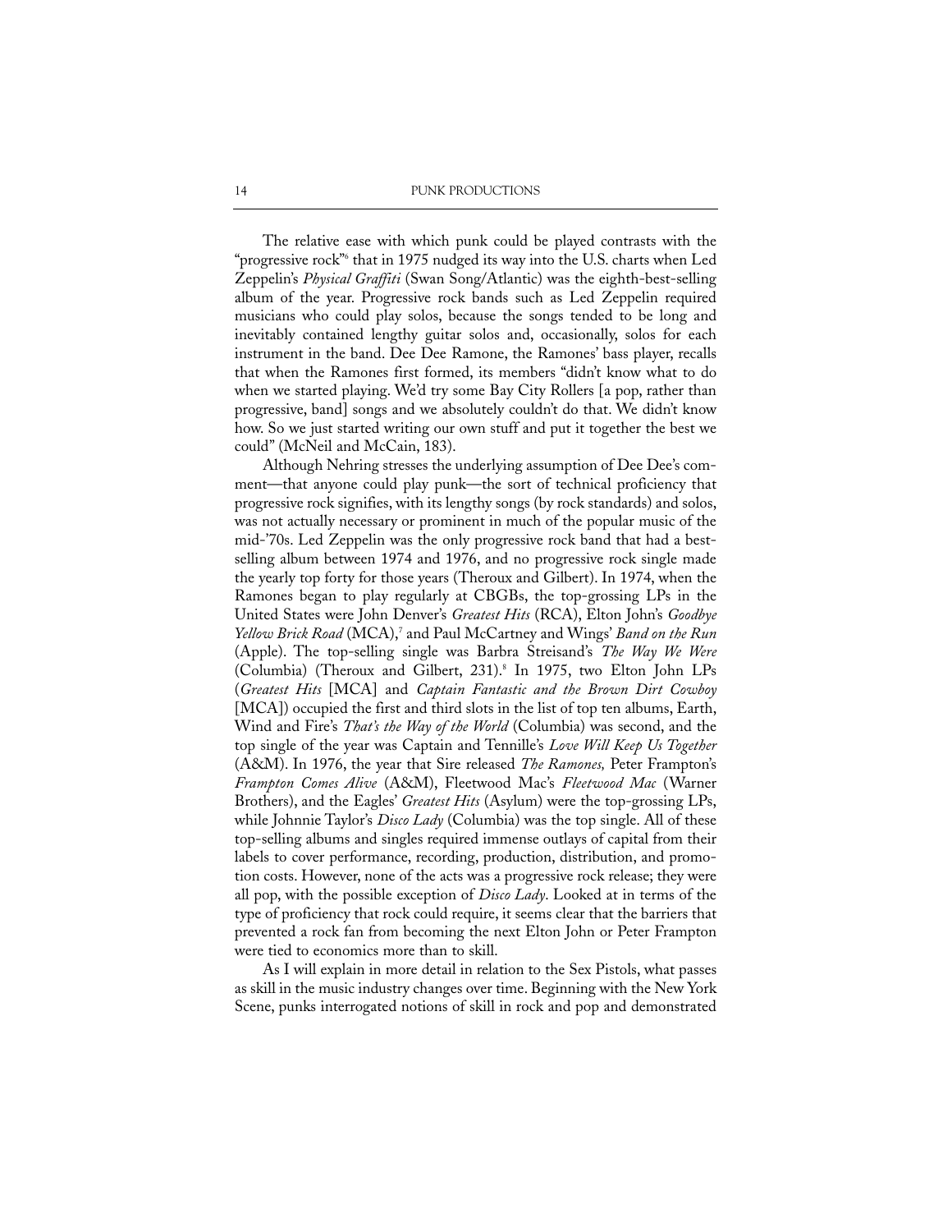The relative ease with which punk could be played contrasts with the "progressive rock"[6] that in 1975 nudged its way into the U.S. charts when Led Zeppelin's *Physical Graffiti* (Swan Song/Atlantic) was the eighth-best-selling album of the year. Progressive rock bands such as Led Zeppelin required musicians who could play solos, because the songs tended to be long and inevitably contained lengthy guitar solos and, occasionally, solos for each instrument in the band. Dee Dee Ramone, the Ramones' bass player, recalls that when the Ramones first formed, its members "didn't know what to do when we started playing. We'd try some Bay City Rollers [a pop, rather than progressive, band] songs and we absolutely couldn't do that. We didn't know how. So we just started writing our own stuff and put it together the best we could" (McNeil and McCain, 183).

Although Nehring stresses the underlying assumption of Dee Dee's comment—that anyone could play punk—the sort of technical proficiency that progressive rock signifies, with its lengthy songs (by rock standards) and solos, was not actually necessary or prominent in much of the popular music of the mid-'70s. Led Zeppelin was the only progressive rock band that had a best-selling album between 1974 and 1976, and no progressive rock single made the yearly top forty for those years (Theroux and Gilbert). In 1974, when the Ramones began to play regularly at CBGBs, the top-grossing LPs in the United States were John Denver's *Greatest Hits* (RCA), Elton John's *Goodbye Yellow Brick Road* (MCA),[7] and Paul McCartney and Wings' *Band on the Run* (Apple). The top-selling single was Barbra Streisand's *The Way We Were* (Columbia) (Theroux and Gilbert, 231).[8] In 1975, two Elton John LPs (*Greatest Hits* [MCA] and *Captain Fantastic and the Brown Dirt Cowboy* [MCA]) occupied the first and third slots in the list of top ten albums, Earth, Wind and Fire's *That's the Way of the World* (Columbia) was second, and the top single of the year was Captain and Tennille's *Love Will Keep Us Together* (A&M). In 1976, the year that Sire released *The Ramones,* Peter Frampton's *Frampton Comes Alive* (A&M), Fleetwood Mac's *Fleetwood Mac* (Warner Brothers), and the Eagles' *Greatest Hits* (Asylum) were the top-grossing LPs, while Johnnie Taylor's *Disco Lady* (Columbia) was the top single. All of these top-selling albums and singles required immense outlays of capital from their labels to cover performance, recording, production, distribution, and promotion costs. However, none of the acts was a progressive rock release; they were all pop, with the possible exception of *Disco Lady*. Looked at in terms of the type of proficiency that rock could require, it seems clear that the barriers that prevented a rock fan from becoming the next Elton John or Peter Frampton were tied to economics more than to skill.

As I will explain in more detail in relation to the Sex Pistols, what passes as skill in the music industry changes over time. Beginning with the New York Scene, punks interrogated notions of skill in rock and pop and demonstrated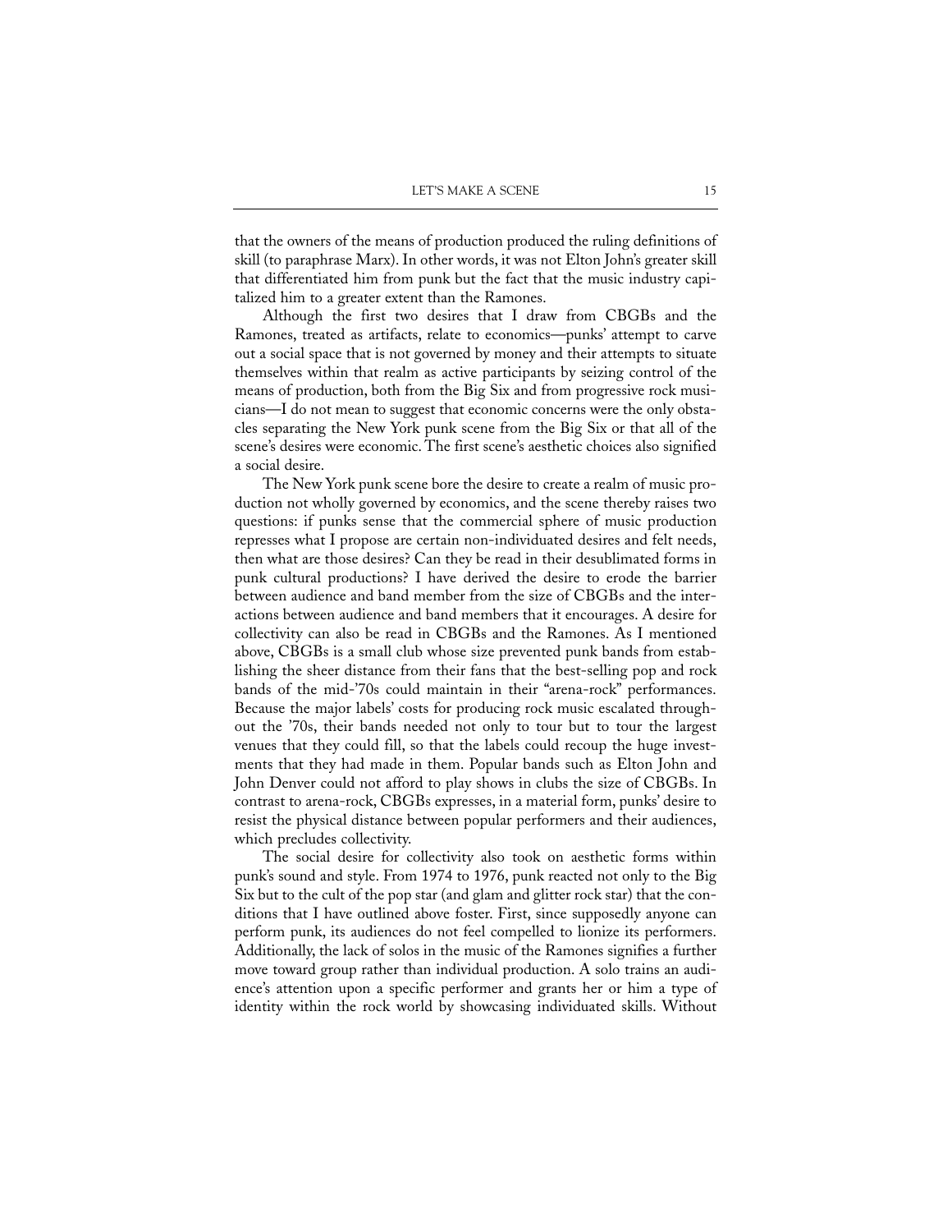that the owners of the means of production produced the ruling definitions of skill (to paraphrase Marx). In other words, it was not Elton John's greater skill that differentiated him from punk but the fact that the music industry capitalized him to a greater extent than the Ramones.

Although the first two desires that I draw from CBGBs and the Ramones, treated as artifacts, relate to economics—punks' attempt to carve out a social space that is not governed by money and their attempts to situate themselves within that realm as active participants by seizing control of the means of production, both from the Big Six and from progressive rock musicians—I do not mean to suggest that economic concerns were the only obstacles separating the New York punk scene from the Big Six or that all of the scene's desires were economic. The first scene's aesthetic choices also signified a social desire.

The New York punk scene bore the desire to create a realm of music production not wholly governed by economics, and the scene thereby raises two questions: if punks sense that the commercial sphere of music production represses what I propose are certain non-individuated desires and felt needs, then what are those desires? Can they be read in their desublimated forms in punk cultural productions? I have derived the desire to erode the barrier between audience and band member from the size of CBGBs and the interactions between audience and band members that it encourages. A desire for collectivity can also be read in CBGBs and the Ramones. As I mentioned above, CBGBs is a small club whose size prevented punk bands from establishing the sheer distance from their fans that the best-selling pop and rock bands of the mid-'70s could maintain in their "arena-rock" performances. Because the major labels' costs for producing rock music escalated throughout the '70s, their bands needed not only to tour but to tour the largest venues that they could fill, so that the labels could recoup the huge investments that they had made in them. Popular bands such as Elton John and John Denver could not afford to play shows in clubs the size of CBGBs. In contrast to arena-rock, CBGBs expresses, in a material form, punks' desire to resist the physical distance between popular performers and their audiences, which precludes collectivity.

The social desire for collectivity also took on aesthetic forms within punk's sound and style. From 1974 to 1976, punk reacted not only to the Big Six but to the cult of the pop star (and glam and glitter rock star) that the conditions that I have outlined above foster. First, since supposedly anyone can perform punk, its audiences do not feel compelled to lionize its performers. Additionally, the lack of solos in the music of the Ramones signifies a further move toward group rather than individual production. A solo trains an audience's attention upon a specific performer and grants her or him a type of identity within the rock world by showcasing individuated skills. Without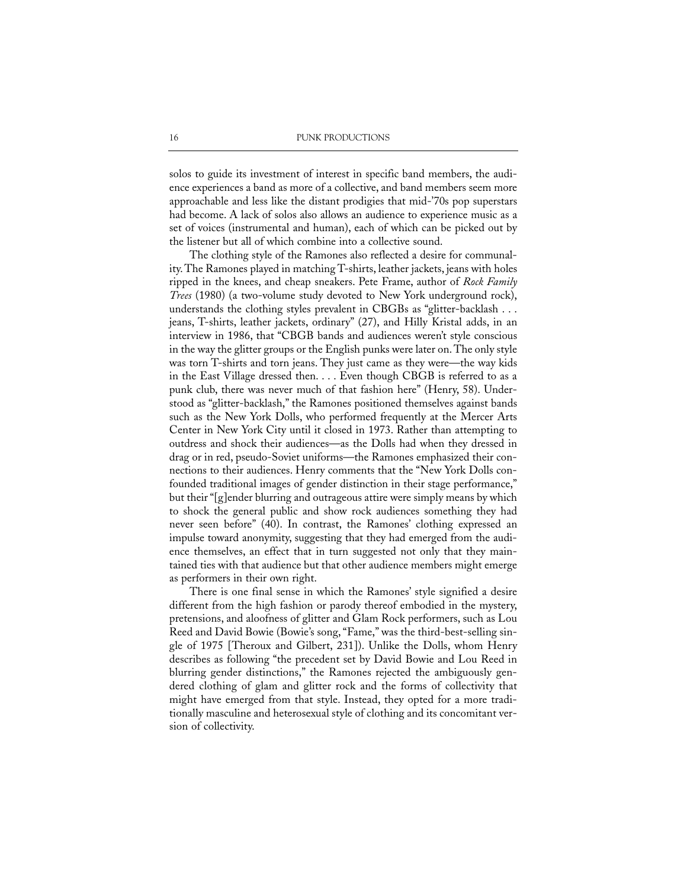solos to guide its investment of interest in specific band members, the audience experiences a band as more of a collective, and band members seem more approachable and less like the distant prodigies that mid-'70s pop superstars had become. A lack of solos also allows an audience to experience music as a set of voices (instrumental and human), each of which can be picked out by the listener but all of which combine into a collective sound.

The clothing style of the Ramones also reflected a desire for communality. The Ramones played in matching T-shirts, leather jackets, jeans with holes ripped in the knees, and cheap sneakers. Pete Frame, author of *Rock Family Trees* (1980) (a two-volume study devoted to New York underground rock), understands the clothing styles prevalent in CBGBs as "glitter-backlash . . . jeans, T-shirts, leather jackets, ordinary" (27), and Hilly Kristal adds, in an interview in 1986, that "CBGB bands and audiences weren't style conscious in the way the glitter groups or the English punks were later on. The only style was torn T-shirts and torn jeans. They just came as they were—the way kids in the East Village dressed then. . . . Even though CBGB is referred to as a punk club, there was never much of that fashion here" (Henry, 58). Understood as "glitter-backlash," the Ramones positioned themselves against bands such as the New York Dolls, who performed frequently at the Mercer Arts Center in New York City until it closed in 1973. Rather than attempting to outdress and shock their audiences—as the Dolls had when they dressed in drag or in red, pseudo-Soviet uniforms—the Ramones emphasized their connections to their audiences. Henry comments that the "New York Dolls confounded traditional images of gender distinction in their stage performance," but their "[g]ender blurring and outrageous attire were simply means by which to shock the general public and show rock audiences something they had never seen before" (40). In contrast, the Ramones' clothing expressed an impulse toward anonymity, suggesting that they had emerged from the audience themselves, an effect that in turn suggested not only that they maintained ties with that audience but that other audience members might emerge as performers in their own right.

There is one final sense in which the Ramones' style signified a desire different from the high fashion or parody thereof embodied in the mystery, pretensions, and aloofness of glitter and Glam Rock performers, such as Lou Reed and David Bowie (Bowie's song, "Fame," was the third-best-selling single of 1975 [Theroux and Gilbert, 231]). Unlike the Dolls, whom Henry describes as following "the precedent set by David Bowie and Lou Reed in blurring gender distinctions," the Ramones rejected the ambiguously gendered clothing of glam and glitter rock and the forms of collectivity that might have emerged from that style. Instead, they opted for a more traditionally masculine and heterosexual style of clothing and its concomitant version of collectivity.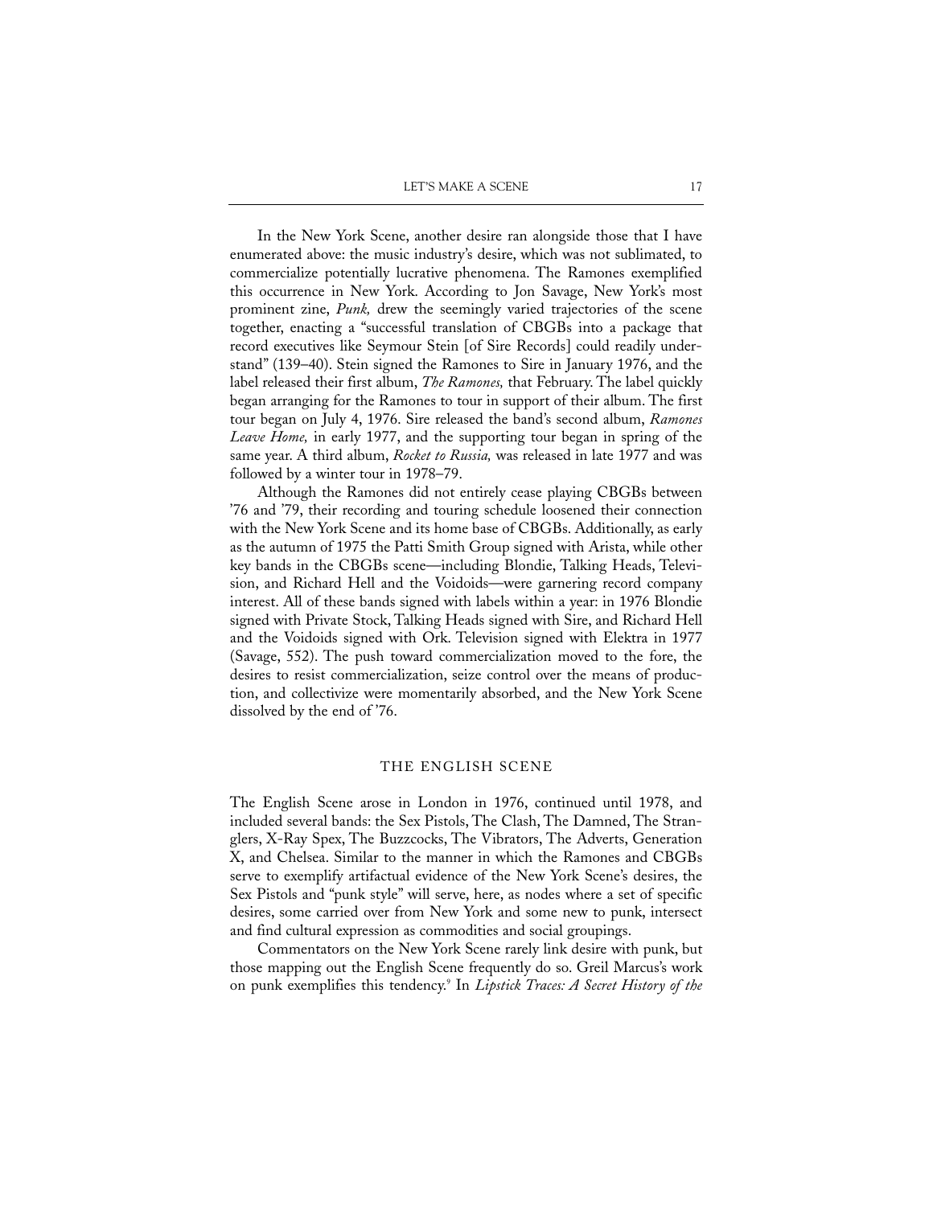In the New York Scene, another desire ran alongside those that I have enumerated above: the music industry's desire, which was not sublimated, to commercialize potentially lucrative phenomena. The Ramones exemplified this occurrence in New York. According to Jon Savage, New York's most prominent zine, *Punk,* drew the seemingly varied trajectories of the scene together, enacting a "successful translation of CBGBs into a package that record executives like Seymour Stein [of Sire Records] could readily understand" (139–40). Stein signed the Ramones to Sire in January 1976, and the label released their first album, *The Ramones,* that February. The label quickly began arranging for the Ramones to tour in support of their album. The first tour began on July 4, 1976. Sire released the band's second album, *Ramones Leave Home,* in early 1977, and the supporting tour began in spring of the same year. A third album, *Rocket to Russia,* was released in late 1977 and was followed by a winter tour in 1978–79.

Although the Ramones did not entirely cease playing CBGBs between '76 and '79, their recording and touring schedule loosened their connection with the New York Scene and its home base of CBGBs. Additionally, as early as the autumn of 1975 the Patti Smith Group signed with Arista, while other key bands in the CBGBs scene—including Blondie, Talking Heads, Television, and Richard Hell and the Voidoids—were garnering record company interest. All of these bands signed with labels within a year: in 1976 Blondie signed with Private Stock, Talking Heads signed with Sire, and Richard Hell and the Voidoids signed with Ork. Television signed with Elektra in 1977 (Savage, 552). The push toward commercialization moved to the fore, the desires to resist commercialization, seize control over the means of production, and collectivize were momentarily absorbed, and the New York Scene dissolved by the end of '76.

## THE ENGLISH SCENE

The English Scene arose in London in 1976, continued until 1978, and included several bands: the Sex Pistols, The Clash, The Damned, The Stranglers, X-Ray Spex, The Buzzcocks, The Vibrators, The Adverts, Generation X, and Chelsea. Similar to the manner in which the Ramones and CBGBs serve to exemplify artifactual evidence of the New York Scene's desires, the Sex Pistols and "punk style" will serve, here, as nodes where a set of specific desires, some carried over from New York and some new to punk, intersect and find cultural expression as commodities and social groupings.

Commentators on the New York Scene rarely link desire with punk, but those mapping out the English Scene frequently do so. Greil Marcus's work on punk exemplifies this tendency.[9] In *Lipstick Traces: A Secret History of the*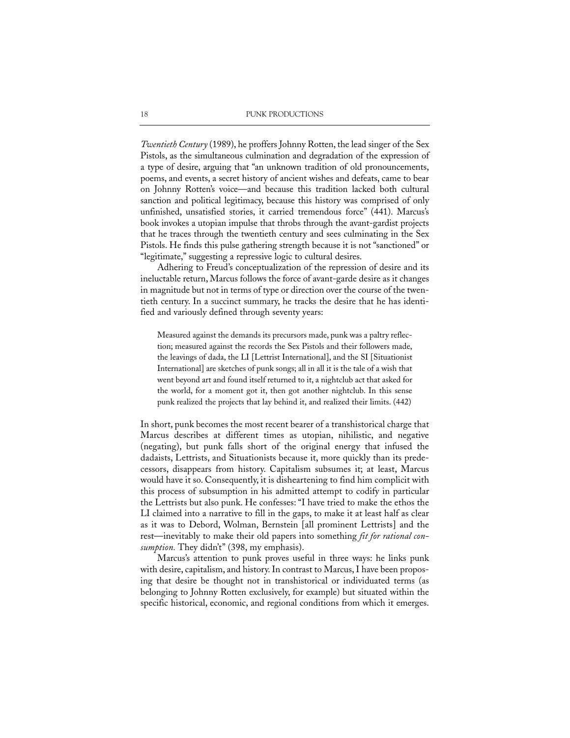*Twentieth Century* (1989), he proffers Johnny Rotten, the lead singer of the Sex Pistols, as the simultaneous culmination and degradation of the expression of a type of desire, arguing that "an unknown tradition of old pronouncements, poems, and events, a secret history of ancient wishes and defeats, came to bear on Johnny Rotten's voice—and because this tradition lacked both cultural sanction and political legitimacy, because this history was comprised of only unfinished, unsatisfied stories, it carried tremendous force" (441). Marcus's book invokes a utopian impulse that throbs through the avant-gardist projects that he traces through the twentieth century and sees culminating in the Sex Pistols. He finds this pulse gathering strength because it is not "sanctioned" or "legitimate," suggesting a repressive logic to cultural desires.

Adhering to Freud's conceptualization of the repression of desire and its ineluctable return, Marcus follows the force of avant-garde desire as it changes in magnitude but not in terms of type or direction over the course of the twentieth century. In a succinct summary, he tracks the desire that he has identified and variously defined through seventy years:

> Measured against the demands its precursors made, punk was a paltry reflection; measured against the records the Sex Pistols and their followers made, the leavings of dada, the LI [Lettrist International], and the SI [Situationist International] are sketches of punk songs; all in all it is the tale of a wish that went beyond art and found itself returned to it, a nightclub act that asked for the world, for a moment got it, then got another nightclub. In this sense punk realized the projects that lay behind it, and realized their limits. (442)

In short, punk becomes the most recent bearer of a transhistorical charge that Marcus describes at different times as utopian, nihilistic, and negative (negating), but punk falls short of the original energy that infused the dadaists, Lettrists, and Situationists because it, more quickly than its predecessors, disappears from history. Capitalism subsumes it; at least, Marcus would have it so. Consequently, it is disheartening to find him complicit with this process of subsumption in his admitted attempt to codify in particular the Lettrists but also punk. He confesses: "I have tried to make the ethos the LI claimed into a narrative to fill in the gaps, to make it at least half as clear as it was to Debord, Wolman, Bernstein [all prominent Lettrists] and the rest—inevitably to make their old papers into something *fit for rational consumption.* They didn't" (398, my emphasis).

Marcus's attention to punk proves useful in three ways: he links punk with desire, capitalism, and history. In contrast to Marcus, I have been proposing that desire be thought not in transhistorical or individuated terms (as belonging to Johnny Rotten exclusively, for example) but situated within the specific historical, economic, and regional conditions from which it emerges.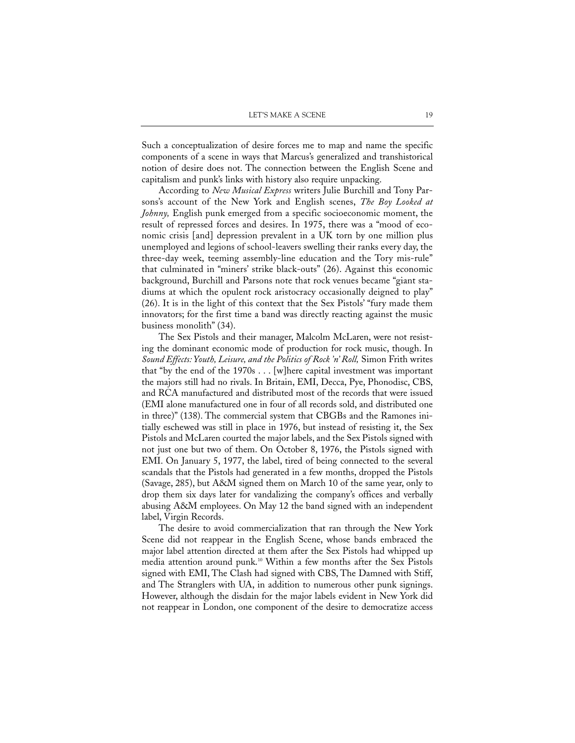Such a conceptualization of desire forces me to map and name the specific components of a scene in ways that Marcus's generalized and transhistorical notion of desire does not. The connection between the English Scene and capitalism and punk's links with history also require unpacking.

According to *New Musical Express* writers Julie Burchill and Tony Parsons's account of the New York and English scenes, *The Boy Looked at Johnny,* English punk emerged from a specific socioeconomic moment, the result of repressed forces and desires. In 1975, there was a "mood of economic crisis [and] depression prevalent in a UK torn by one million plus unemployed and legions of school-leavers swelling their ranks every day, the three-day week, teeming assembly-line education and the Tory mis-rule" that culminated in "miners' strike black-outs" (26). Against this economic background, Burchill and Parsons note that rock venues became "giant stadiums at which the opulent rock aristocracy occasionally deigned to play" (26). It is in the light of this context that the Sex Pistols' "fury made them innovators; for the first time a band was directly reacting against the music business monolith" (34).

The Sex Pistols and their manager, Malcolm McLaren, were not resisting the dominant economic mode of production for rock music, though. In *Sound Effects: Youth, Leisure, and the Politics of Rock 'n' Roll,* Simon Frith writes that "by the end of the 1970s . . . [w]here capital investment was important the majors still had no rivals. In Britain, EMI, Decca, Pye, Phonodisc, CBS, and RCA manufactured and distributed most of the records that were issued (EMI alone manufactured one in four of all records sold, and distributed one in three)" (138). The commercial system that CBGBs and the Ramones initially eschewed was still in place in 1976, but instead of resisting it, the Sex Pistols and McLaren courted the major labels, and the Sex Pistols signed with not just one but two of them. On October 8, 1976, the Pistols signed with EMI. On January 5, 1977, the label, tired of being connected to the several scandals that the Pistols had generated in a few months, dropped the Pistols (Savage, 285), but A&M signed them on March 10 of the same year, only to drop them six days later for vandalizing the company's offices and verbally abusing A&M employees. On May 12 the band signed with an independent label, Virgin Records.

The desire to avoid commercialization that ran through the New York Scene did not reappear in the English Scene, whose bands embraced the major label attention directed at them after the Sex Pistols had whipped up media attention around punk.[10] Within a few months after the Sex Pistols signed with EMI, The Clash had signed with CBS, The Damned with Stiff, and The Stranglers with UA, in addition to numerous other punk signings. However, although the disdain for the major labels evident in New York did not reappear in London, one component of the desire to democratize access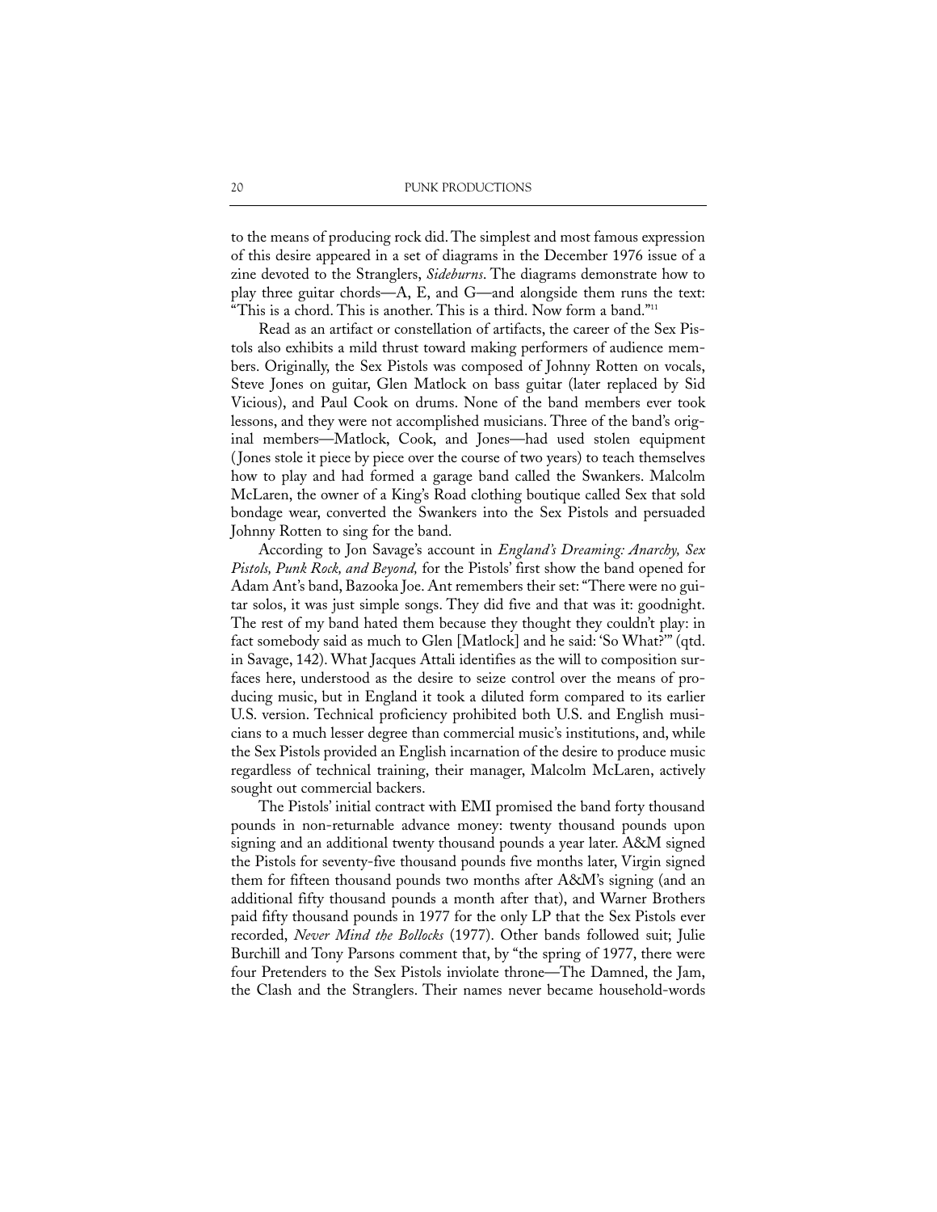to the means of producing rock did. The simplest and most famous expression of this desire appeared in a set of diagrams in the December 1976 issue of a zine devoted to the Stranglers, *Sideburns*. The diagrams demonstrate how to play three guitar chords—A, E, and G—and alongside them runs the text: "This is a chord. This is another. This is a third. Now form a band."[11]

Read as an artifact or constellation of artifacts, the career of the Sex Pistols also exhibits a mild thrust toward making performers of audience members. Originally, the Sex Pistols was composed of Johnny Rotten on vocals, Steve Jones on guitar, Glen Matlock on bass guitar (later replaced by Sid Vicious), and Paul Cook on drums. None of the band members ever took lessons, and they were not accomplished musicians. Three of the band's original members—Matlock, Cook, and Jones—had used stolen equipment (Jones stole it piece by piece over the course of two years) to teach themselves how to play and had formed a garage band called the Swankers. Malcolm McLaren, the owner of a King's Road clothing boutique called Sex that sold bondage wear, converted the Swankers into the Sex Pistols and persuaded Johnny Rotten to sing for the band.

According to Jon Savage's account in *England's Dreaming: Anarchy, Sex Pistols, Punk Rock, and Beyond,* for the Pistols' first show the band opened for Adam Ant's band, Bazooka Joe. Ant remembers their set: "There were no guitar solos, it was just simple songs. They did five and that was it: goodnight. The rest of my band hated them because they thought they couldn't play: in fact somebody said as much to Glen [Matlock] and he said: 'So What?'" (qtd. in Savage, 142). What Jacques Attali identifies as the will to composition surfaces here, understood as the desire to seize control over the means of producing music, but in England it took a diluted form compared to its earlier U.S. version. Technical proficiency prohibited both U.S. and English musicians to a much lesser degree than commercial music's institutions, and, while the Sex Pistols provided an English incarnation of the desire to produce music regardless of technical training, their manager, Malcolm McLaren, actively sought out commercial backers.

The Pistols' initial contract with EMI promised the band forty thousand pounds in non-returnable advance money: twenty thousand pounds upon signing and an additional twenty thousand pounds a year later. A&M signed the Pistols for seventy-five thousand pounds five months later, Virgin signed them for fifteen thousand pounds two months after A&M's signing (and an additional fifty thousand pounds a month after that), and Warner Brothers paid fifty thousand pounds in 1977 for the only LP that the Sex Pistols ever recorded, *Never Mind the Bollocks* (1977). Other bands followed suit; Julie Burchill and Tony Parsons comment that, by "the spring of 1977, there were four Pretenders to the Sex Pistols inviolate throne—The Damned, the Jam, the Clash and the Stranglers. Their names never became household-words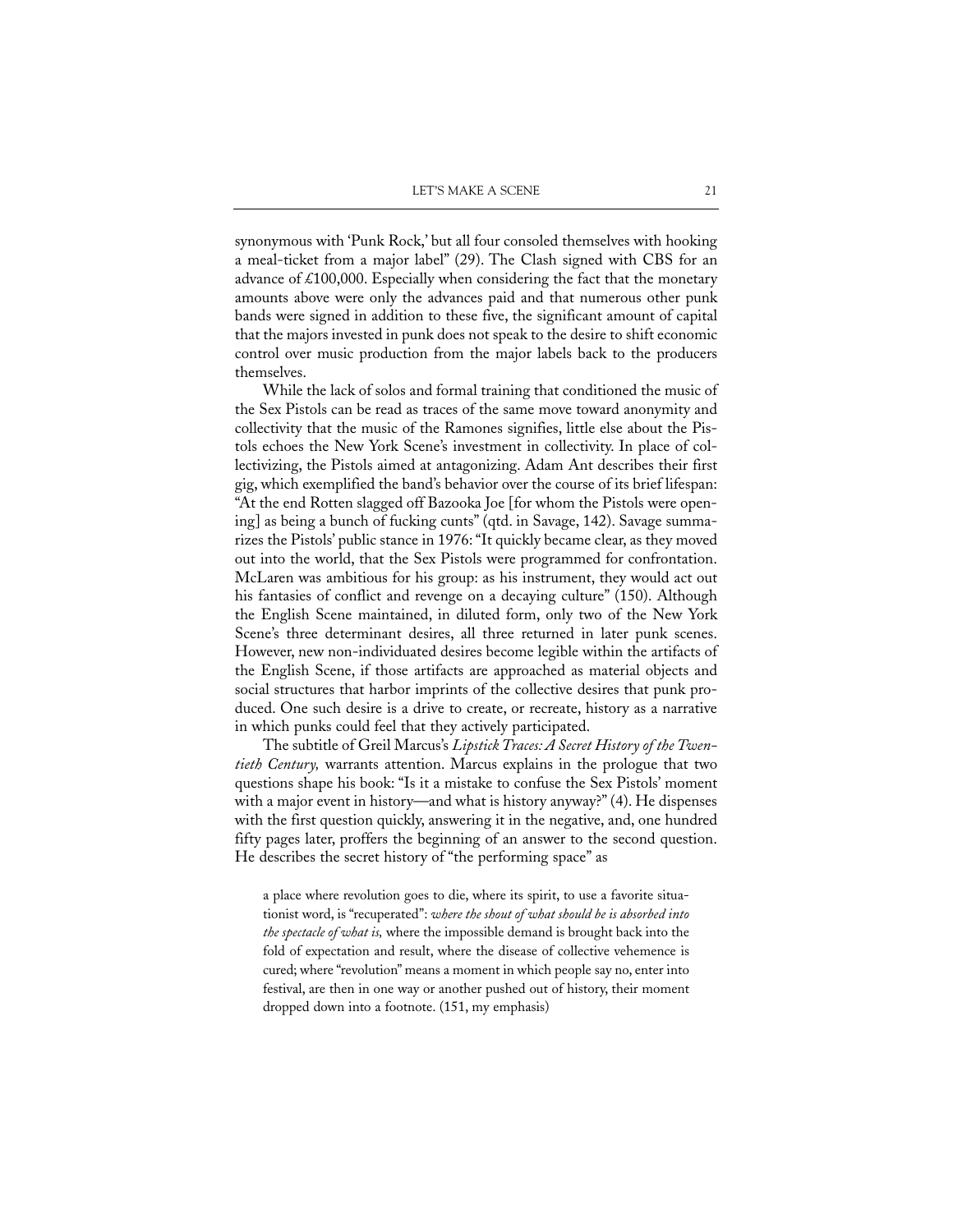synonymous with 'Punk Rock,' but all four consoled themselves with hooking a meal-ticket from a major label" (29). The Clash signed with CBS for an advance of £100,000. Especially when considering the fact that the monetary amounts above were only the advances paid and that numerous other punk bands were signed in addition to these five, the significant amount of capital that the majors invested in punk does not speak to the desire to shift economic control over music production from the major labels back to the producers themselves.

While the lack of solos and formal training that conditioned the music of the Sex Pistols can be read as traces of the same move toward anonymity and collectivity that the music of the Ramones signifies, little else about the Pistols echoes the New York Scene's investment in collectivity. In place of collectivizing, the Pistols aimed at antagonizing. Adam Ant describes their first gig, which exemplified the band's behavior over the course of its brief lifespan: "At the end Rotten slagged off Bazooka Joe [for whom the Pistols were opening] as being a bunch of fucking cunts" (qtd. in Savage, 142). Savage summarizes the Pistols' public stance in 1976: "It quickly became clear, as they moved out into the world, that the Sex Pistols were programmed for confrontation. McLaren was ambitious for his group: as his instrument, they would act out his fantasies of conflict and revenge on a decaying culture" (150). Although the English Scene maintained, in diluted form, only two of the New York Scene's three determinant desires, all three returned in later punk scenes. However, new non-individuated desires become legible within the artifacts of the English Scene, if those artifacts are approached as material objects and social structures that harbor imprints of the collective desires that punk produced. One such desire is a drive to create, or recreate, history as a narrative in which punks could feel that they actively participated.

The subtitle of Greil Marcus's *Lipstick Traces: A Secret History of the Twentieth Century,* warrants attention. Marcus explains in the prologue that two questions shape his book: "Is it a mistake to confuse the Sex Pistols' moment with a major event in history—and what is history anyway?" (4). He dispenses with the first question quickly, answering it in the negative, and, one hundred fifty pages later, proffers the beginning of an answer to the second question. He describes the secret history of "the performing space" as

> a place where revolution goes to die, where its spirit, to use a favorite situationist word, is "recuperated": *where the shout of what should be is absorbed into the spectacle of what is,* where the impossible demand is brought back into the fold of expectation and result, where the disease of collective vehemence is cured; where "revolution" means a moment in which people say no, enter into festival, are then in one way or another pushed out of history, their moment dropped down into a footnote. (151, my emphasis)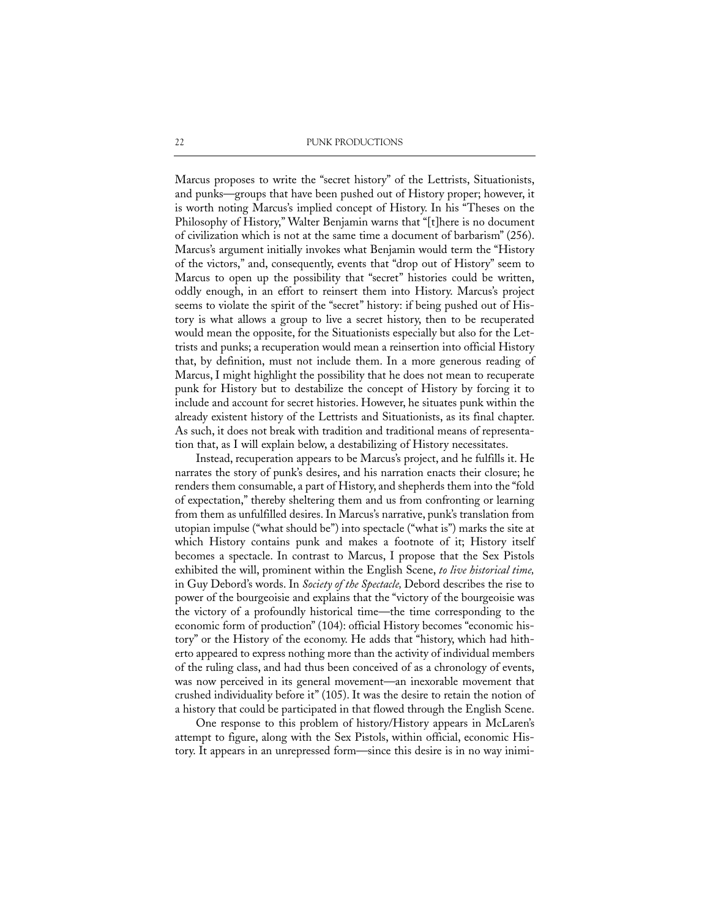Marcus proposes to write the "secret history" of the Lettrists, Situationists, and punks—groups that have been pushed out of History proper; however, it is worth noting Marcus's implied concept of History. In his "Theses on the Philosophy of History," Walter Benjamin warns that "[t]here is no document of civilization which is not at the same time a document of barbarism" (256). Marcus's argument initially invokes what Benjamin would term the "History of the victors," and, consequently, events that "drop out of History" seem to Marcus to open up the possibility that "secret" histories could be written, oddly enough, in an effort to reinsert them into History. Marcus's project seems to violate the spirit of the "secret" history: if being pushed out of History is what allows a group to live a secret history, then to be recuperated would mean the opposite, for the Situationists especially but also for the Lettrists and punks; a recuperation would mean a reinsertion into official History that, by definition, must not include them. In a more generous reading of Marcus, I might highlight the possibility that he does not mean to recuperate punk for History but to destabilize the concept of History by forcing it to include and account for secret histories. However, he situates punk within the already existent history of the Lettrists and Situationists, as its final chapter. As such, it does not break with tradition and traditional means of representation that, as I will explain below, a destabilizing of History necessitates.

Instead, recuperation appears to be Marcus's project, and he fulfills it. He narrates the story of punk's desires, and his narration enacts their closure; he renders them consumable, a part of History, and shepherds them into the "fold of expectation," thereby sheltering them and us from confronting or learning from them as unfulfilled desires. In Marcus's narrative, punk's translation from utopian impulse ("what should be") into spectacle ("what is") marks the site at which History contains punk and makes a footnote of it; History itself becomes a spectacle. In contrast to Marcus, I propose that the Sex Pistols exhibited the will, prominent within the English Scene, *to live historical time,* in Guy Debord's words. In *Society of the Spectacle,* Debord describes the rise to power of the bourgeoisie and explains that the "victory of the bourgeoisie was the victory of a profoundly historical time—the time corresponding to the economic form of production" (104): official History becomes "economic history" or the History of the economy. He adds that "history, which had hitherto appeared to express nothing more than the activity of individual members of the ruling class, and had thus been conceived of as a chronology of events, was now perceived in its general movement—an inexorable movement that crushed individuality before it" (105). It was the desire to retain the notion of a history that could be participated in that flowed through the English Scene.

One response to this problem of history/History appears in McLaren's attempt to figure, along with the Sex Pistols, within official, economic History. It appears in an unrepressed form—since this desire is in no way inimi-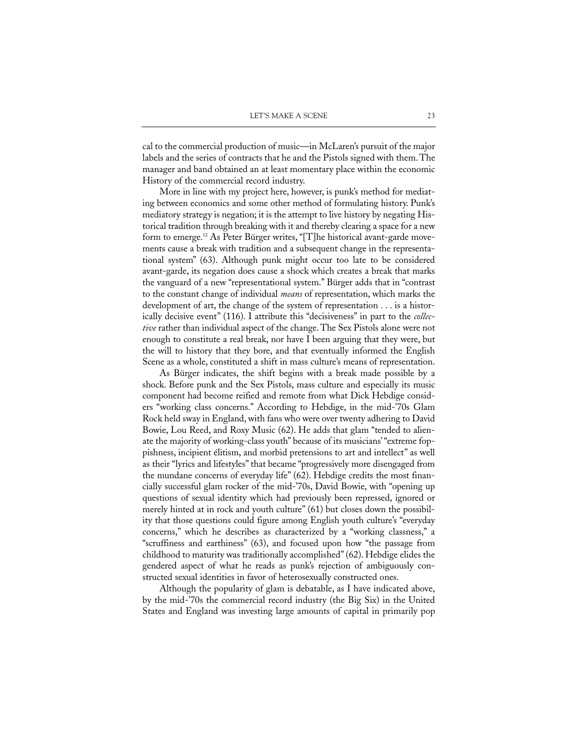cal to the commercial production of music—in McLaren's pursuit of the major labels and the series of contracts that he and the Pistols signed with them. The manager and band obtained an at least momentary place within the economic History of the commercial record industry.

More in line with my project here, however, is punk's method for mediating between economics and some other method of formulating history. Punk's mediatory strategy is negation; it is the attempt to live history by negating Historical tradition through breaking with it and thereby clearing a space for a new form to emerge.[12] As Peter Bürger writes, "[T]he historical avant-garde movements cause a break with tradition and a subsequent change in the representational system" (63). Although punk might occur too late to be considered avant-garde, its negation does cause a shock which creates a break that marks the vanguard of a new "representational system." Bürger adds that in "contrast to the constant change of individual *means* of representation, which marks the development of art, the change of the system of representation . . . is a historically decisive event" (116). I attribute this "decisiveness" in part to the *collective* rather than individual aspect of the change. The Sex Pistols alone were not enough to constitute a real break, nor have I been arguing that they were, but the will to history that they bore, and that eventually informed the English Scene as a whole, constituted a shift in mass culture's means of representation.

As Bürger indicates, the shift begins with a break made possible by a shock. Before punk and the Sex Pistols, mass culture and especially its music component had become reified and remote from what Dick Hebdige considers "working class concerns." According to Hebdige, in the mid-'70s Glam Rock held sway in England, with fans who were over twenty adhering to David Bowie, Lou Reed, and Roxy Music (62). He adds that glam "tended to alienate the majority of working-class youth" because of its musicians' "extreme foppishness, incipient élitism, and morbid pretensions to art and intellect" as well as their "lyrics and lifestyles" that became "progressively more disengaged from the mundane concerns of everyday life" (62). Hebdige credits the most financially successful glam rocker of the mid-'70s, David Bowie, with "opening up questions of sexual identity which had previously been repressed, ignored or merely hinted at in rock and youth culture" (61) but closes down the possibility that those questions could figure among English youth culture's "everyday concerns," which he describes as characterized by a "working classness," a "scruffiness and earthiness" (63), and focused upon how "the passage from childhood to maturity was traditionally accomplished" (62). Hebdige elides the gendered aspect of what he reads as punk's rejection of ambiguously constructed sexual identities in favor of heterosexually constructed ones.

Although the popularity of glam is debatable, as I have indicated above, by the mid-'70s the commercial record industry (the Big Six) in the United States and England was investing large amounts of capital in primarily pop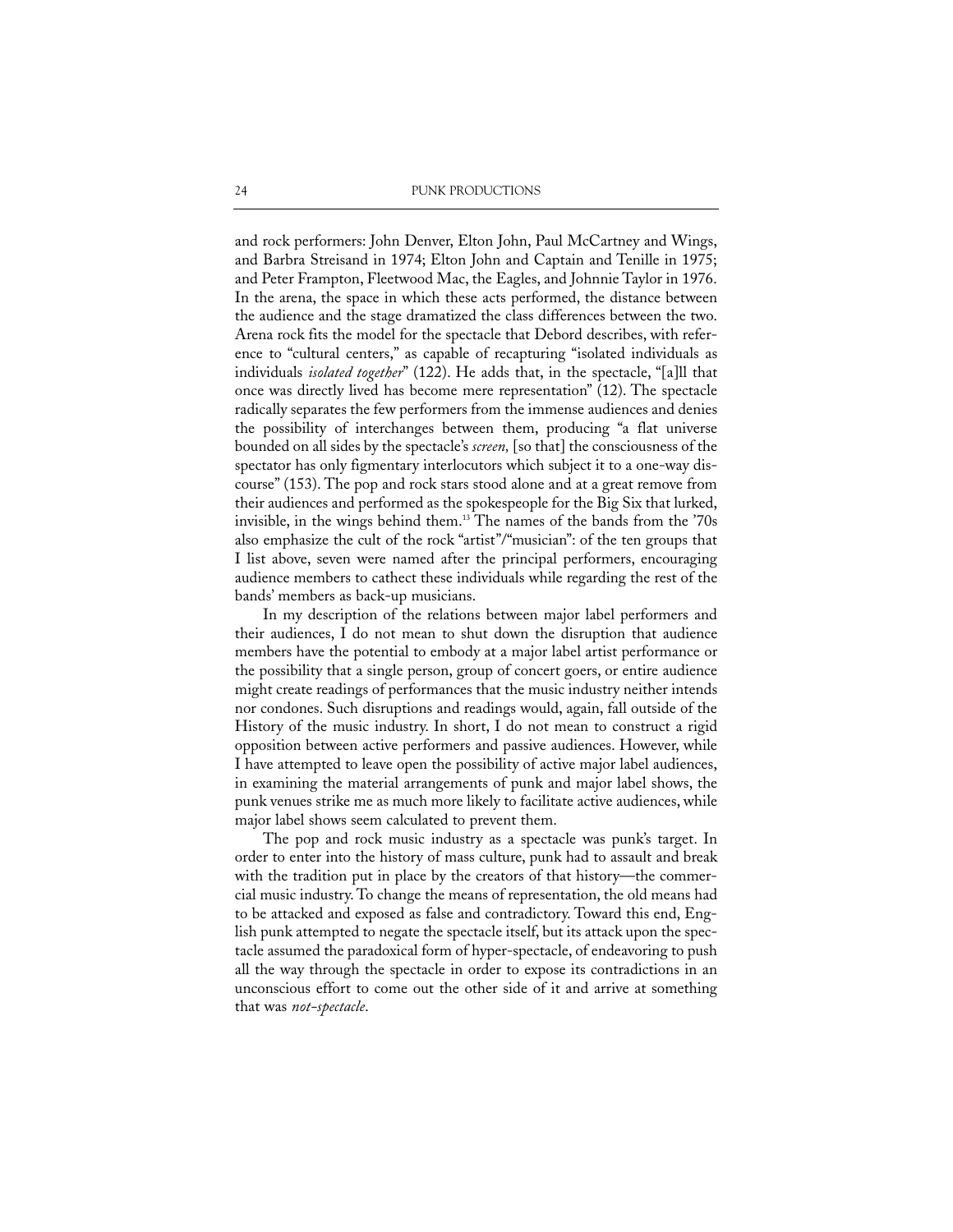and rock performers: John Denver, Elton John, Paul McCartney and Wings, and Barbra Streisand in 1974; Elton John and Captain and Tenille in 1975; and Peter Frampton, Fleetwood Mac, the Eagles, and Johnnie Taylor in 1976. In the arena, the space in which these acts performed, the distance between the audience and the stage dramatized the class differences between the two. Arena rock fits the model for the spectacle that Debord describes, with reference to "cultural centers," as capable of recapturing "isolated individuals as individuals *isolated together*" (122). He adds that, in the spectacle, "[a]ll that once was directly lived has become mere representation" (12). The spectacle radically separates the few performers from the immense audiences and denies the possibility of interchanges between them, producing "a flat universe bounded on all sides by the spectacle's *screen,* [so that] the consciousness of the spectator has only figmentary interlocutors which subject it to a one-way discourse" (153). The pop and rock stars stood alone and at a great remove from their audiences and performed as the spokespeople for the Big Six that lurked, invisible, in the wings behind them.[13] The names of the bands from the '70s also emphasize the cult of the rock "artist"/"musician": of the ten groups that I list above, seven were named after the principal performers, encouraging audience members to cathect these individuals while regarding the rest of the bands' members as back-up musicians.

In my description of the relations between major label performers and their audiences, I do not mean to shut down the disruption that audience members have the potential to embody at a major label artist performance or the possibility that a single person, group of concert goers, or entire audience might create readings of performances that the music industry neither intends nor condones. Such disruptions and readings would, again, fall outside of the History of the music industry. In short, I do not mean to construct a rigid opposition between active performers and passive audiences. However, while I have attempted to leave open the possibility of active major label audiences, in examining the material arrangements of punk and major label shows, the punk venues strike me as much more likely to facilitate active audiences, while major label shows seem calculated to prevent them.

The pop and rock music industry as a spectacle was punk's target. In order to enter into the history of mass culture, punk had to assault and break with the tradition put in place by the creators of that history—the commercial music industry. To change the means of representation, the old means had to be attacked and exposed as false and contradictory. Toward this end, English punk attempted to negate the spectacle itself, but its attack upon the spectacle assumed the paradoxical form of hyper-spectacle, of endeavoring to push all the way through the spectacle in order to expose its contradictions in an unconscious effort to come out the other side of it and arrive at something that was *not-spectacle*.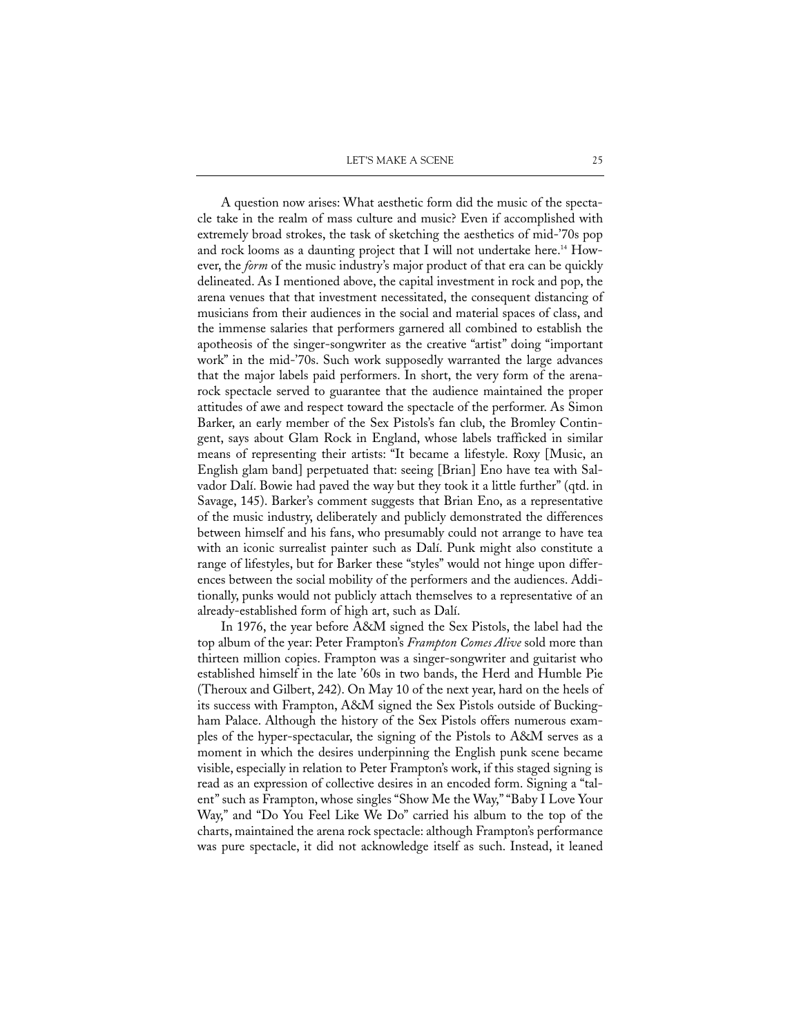A question now arises: What aesthetic form did the music of the spectacle take in the realm of mass culture and music? Even if accomplished with extremely broad strokes, the task of sketching the aesthetics of mid-'70s pop and rock looms as a daunting project that I will not undertake here.[14] However, the *form* of the music industry's major product of that era can be quickly delineated. As I mentioned above, the capital investment in rock and pop, the arena venues that that investment necessitated, the consequent distancing of musicians from their audiences in the social and material spaces of class, and the immense salaries that performers garnered all combined to establish the apotheosis of the singer-songwriter as the creative "artist" doing "important work" in the mid-'70s. Such work supposedly warranted the large advances that the major labels paid performers. In short, the very form of the arena-rock spectacle served to guarantee that the audience maintained the proper attitudes of awe and respect toward the spectacle of the performer. As Simon Barker, an early member of the Sex Pistols's fan club, the Bromley Contingent, says about Glam Rock in England, whose labels trafficked in similar means of representing their artists: "It became a lifestyle. Roxy [Music, an English glam band] perpetuated that: seeing [Brian] Eno have tea with Salvador Dalí. Bowie had paved the way but they took it a little further" (qtd. in Savage, 145). Barker's comment suggests that Brian Eno, as a representative of the music industry, deliberately and publicly demonstrated the differences between himself and his fans, who presumably could not arrange to have tea with an iconic surrealist painter such as Dalí. Punk might also constitute a range of lifestyles, but for Barker these "styles" would not hinge upon differences between the social mobility of the performers and the audiences. Additionally, punks would not publicly attach themselves to a representative of an already-established form of high art, such as Dalí.

In 1976, the year before A&M signed the Sex Pistols, the label had the top album of the year: Peter Frampton's *Frampton Comes Alive* sold more than thirteen million copies. Frampton was a singer-songwriter and guitarist who established himself in the late '60s in two bands, the Herd and Humble Pie (Theroux and Gilbert, 242). On May 10 of the next year, hard on the heels of its success with Frampton, A&M signed the Sex Pistols outside of Buckingham Palace. Although the history of the Sex Pistols offers numerous examples of the hyper-spectacular, the signing of the Pistols to A&M serves as a moment in which the desires underpinning the English punk scene became visible, especially in relation to Peter Frampton's work, if this staged signing is read as an expression of collective desires in an encoded form. Signing a "talent" such as Frampton, whose singles "Show Me the Way," "Baby I Love Your Way," and "Do You Feel Like We Do" carried his album to the top of the charts, maintained the arena rock spectacle: although Frampton's performance was pure spectacle, it did not acknowledge itself as such. Instead, it leaned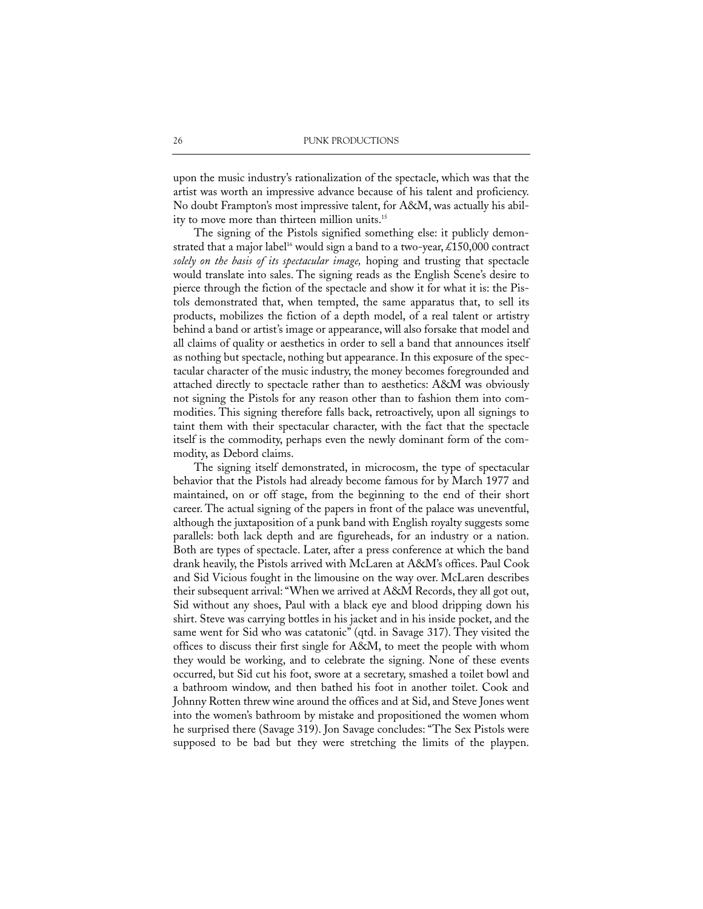upon the music industry's rationalization of the spectacle, which was that the artist was worth an impressive advance because of his talent and proficiency. No doubt Frampton's most impressive talent, for A&M, was actually his ability to move more than thirteen million units.[15]

The signing of the Pistols signified something else: it publicly demonstrated that a major label[16] would sign a band to a two-year, £150,000 contract *solely on the basis of its spectacular image,* hoping and trusting that spectacle would translate into sales. The signing reads as the English Scene's desire to pierce through the fiction of the spectacle and show it for what it is: the Pistols demonstrated that, when tempted, the same apparatus that, to sell its products, mobilizes the fiction of a depth model, of a real talent or artistry behind a band or artist's image or appearance, will also forsake that model and all claims of quality or aesthetics in order to sell a band that announces itself as nothing but spectacle, nothing but appearance. In this exposure of the spectacular character of the music industry, the money becomes foregrounded and attached directly to spectacle rather than to aesthetics: A&M was obviously not signing the Pistols for any reason other than to fashion them into commodities. This signing therefore falls back, retroactively, upon all signings to taint them with their spectacular character, with the fact that the spectacle itself is the commodity, perhaps even the newly dominant form of the commodity, as Debord claims.

The signing itself demonstrated, in microcosm, the type of spectacular behavior that the Pistols had already become famous for by March 1977 and maintained, on or off stage, from the beginning to the end of their short career. The actual signing of the papers in front of the palace was uneventful, although the juxtaposition of a punk band with English royalty suggests some parallels: both lack depth and are figureheads, for an industry or a nation. Both are types of spectacle. Later, after a press conference at which the band drank heavily, the Pistols arrived with McLaren at A&M's offices. Paul Cook and Sid Vicious fought in the limousine on the way over. McLaren describes their subsequent arrival: "When we arrived at A&M Records, they all got out, Sid without any shoes, Paul with a black eye and blood dripping down his shirt. Steve was carrying bottles in his jacket and in his inside pocket, and the same went for Sid who was catatonic" (qtd. in Savage 317). They visited the offices to discuss their first single for A&M, to meet the people with whom they would be working, and to celebrate the signing. None of these events occurred, but Sid cut his foot, swore at a secretary, smashed a toilet bowl and a bathroom window, and then bathed his foot in another toilet. Cook and Johnny Rotten threw wine around the offices and at Sid, and Steve Jones went into the women's bathroom by mistake and propositioned the women whom he surprised there (Savage 319). Jon Savage concludes: "The Sex Pistols were supposed to be bad but they were stretching the limits of the playpen.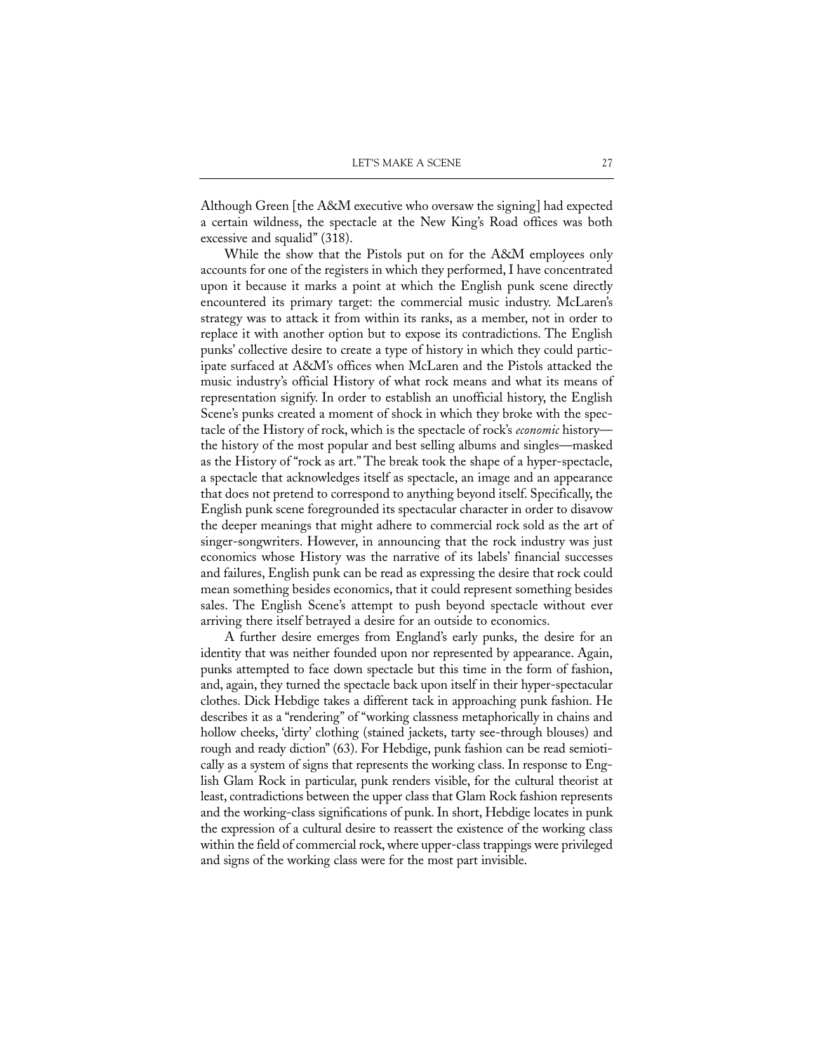Although Green [the A&M executive who oversaw the signing] had expected a certain wildness, the spectacle at the New King's Road offices was both excessive and squalid" (318).

While the show that the Pistols put on for the A&M employees only accounts for one of the registers in which they performed, I have concentrated upon it because it marks a point at which the English punk scene directly encountered its primary target: the commercial music industry. McLaren's strategy was to attack it from within its ranks, as a member, not in order to replace it with another option but to expose its contradictions. The English punks' collective desire to create a type of history in which they could participate surfaced at A&M's offices when McLaren and the Pistols attacked the music industry's official History of what rock means and what its means of representation signify. In order to establish an unofficial history, the English Scene's punks created a moment of shock in which they broke with the spectacle of the History of rock, which is the spectacle of rock's *economic* history—the history of the most popular and best selling albums and singles—masked as the History of "rock as art." The break took the shape of a hyper-spectacle, a spectacle that acknowledges itself as spectacle, an image and an appearance that does not pretend to correspond to anything beyond itself. Specifically, the English punk scene foregrounded its spectacular character in order to disavow the deeper meanings that might adhere to commercial rock sold as the art of singer-songwriters. However, in announcing that the rock industry was just economics whose History was the narrative of its labels' financial successes and failures, English punk can be read as expressing the desire that rock could mean something besides economics, that it could represent something besides sales. The English Scene's attempt to push beyond spectacle without ever arriving there itself betrayed a desire for an outside to economics.

A further desire emerges from England's early punks, the desire for an identity that was neither founded upon nor represented by appearance. Again, punks attempted to face down spectacle but this time in the form of fashion, and, again, they turned the spectacle back upon itself in their hyper-spectacular clothes. Dick Hebdige takes a different tack in approaching punk fashion. He describes it as a "rendering" of "working classness metaphorically in chains and hollow cheeks, 'dirty' clothing (stained jackets, tarty see-through blouses) and rough and ready diction" (63). For Hebdige, punk fashion can be read semiotically as a system of signs that represents the working class. In response to English Glam Rock in particular, punk renders visible, for the cultural theorist at least, contradictions between the upper class that Glam Rock fashion represents and the working-class significations of punk. In short, Hebdige locates in punk the expression of a cultural desire to reassert the existence of the working class within the field of commercial rock, where upper-class trappings were privileged and signs of the working class were for the most part invisible.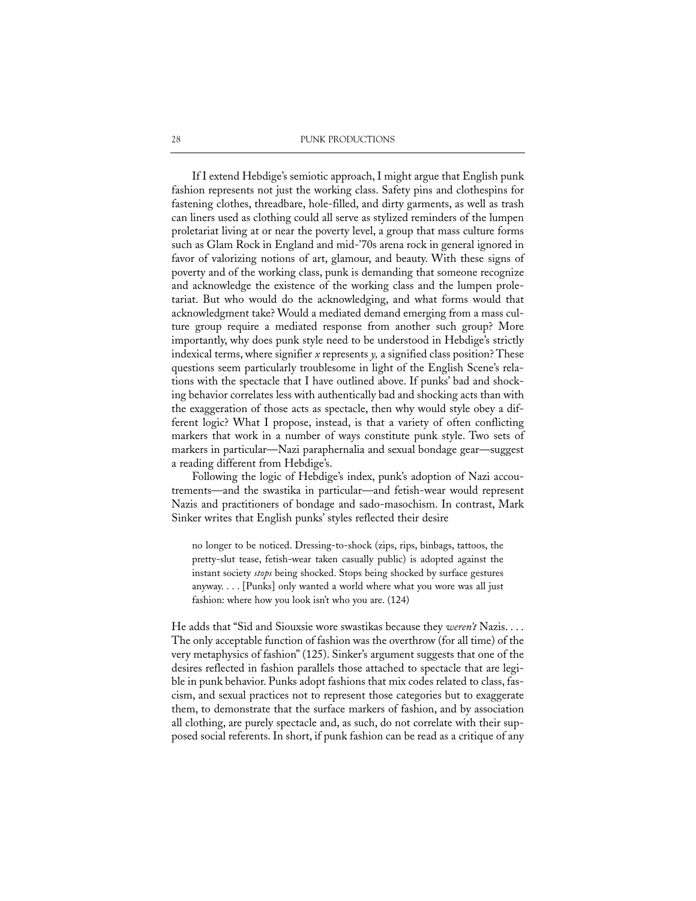If I extend Hebdige's semiotic approach, I might argue that English punk fashion represents not just the working class. Safety pins and clothespins for fastening clothes, threadbare, hole-filled, and dirty garments, as well as trash can liners used as clothing could all serve as stylized reminders of the lumpen proletariat living at or near the poverty level, a group that mass culture forms such as Glam Rock in England and mid-'70s arena rock in general ignored in favor of valorizing notions of art, glamour, and beauty. With these signs of poverty and of the working class, punk is demanding that someone recognize and acknowledge the existence of the working class and the lumpen proletariat. But who would do the acknowledging, and what forms would that acknowledgment take? Would a mediated demand emerging from a mass culture group require a mediated response from another such group? More importantly, why does punk style need to be understood in Hebdige's strictly indexical terms, where signifier *x* represents *y,* a signified class position? These questions seem particularly troublesome in light of the English Scene's relations with the spectacle that I have outlined above. If punks' bad and shocking behavior correlates less with authentically bad and shocking acts than with the exaggeration of those acts as spectacle, then why would style obey a different logic? What I propose, instead, is that a variety of often conflicting markers that work in a number of ways constitute punk style. Two sets of markers in particular—Nazi paraphernalia and sexual bondage gear—suggest a reading different from Hebdige's.

Following the logic of Hebdige's index, punk's adoption of Nazi accoutrements—and the swastika in particular—and fetish-wear would represent Nazis and practitioners of bondage and sado-masochism. In contrast, Mark Sinker writes that English punks' styles reflected their desire

> no longer to be noticed. Dressing-to-shock (zips, rips, binbags, tattoos, the pretty-slut tease, fetish-wear taken casually public) is adopted against the instant society *stops* being shocked. Stops being shocked by surface gestures anyway. . . . [Punks] only wanted a world where what you wore was all just fashion: where how you look isn't who you are. (124)

He adds that "Sid and Siouxsie wore swastikas because they *weren't* Nazis. . . . The only acceptable function of fashion was the overthrow (for all time) of the very metaphysics of fashion" (125). Sinker's argument suggests that one of the desires reflected in fashion parallels those attached to spectacle that are legible in punk behavior. Punks adopt fashions that mix codes related to class, fascism, and sexual practices not to represent those categories but to exaggerate them, to demonstrate that the surface markers of fashion, and by association all clothing, are purely spectacle and, as such, do not correlate with their supposed social referents. In short, if punk fashion can be read as a critique of any